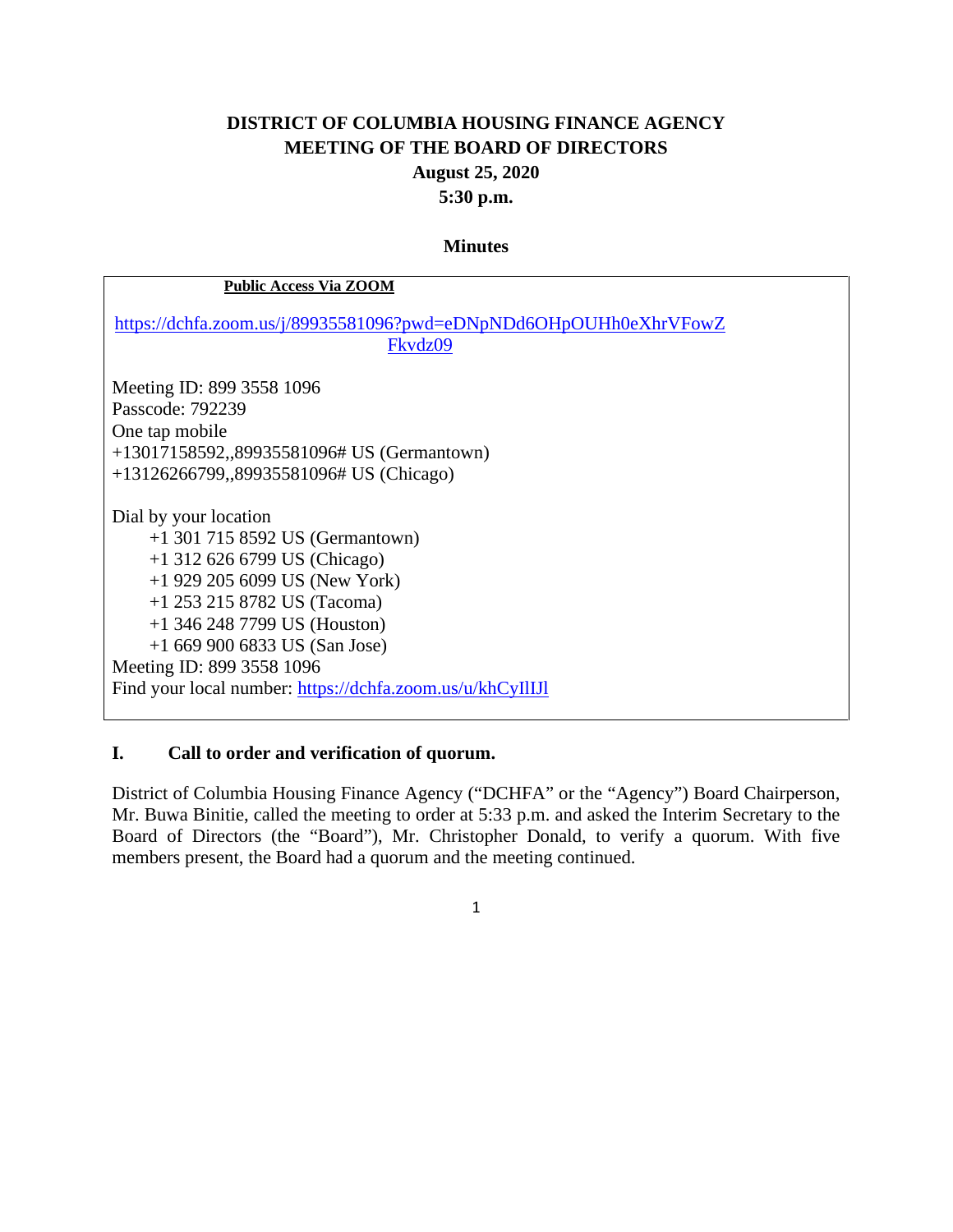# DISTRICT OF COLUMBIA HOUSING FINANCE AGENCY
## MEETING OF THE BOARD OF DIRECTORS
### August 25, 2020
### 5:30 p.m.

**Minutes**

**Public Access Via ZOOM**

https://dchfa.zoom.us/j/89935581096?pwd=eDNpNDd6OHpOUHh0eXhrVFowZFkvdz09

Meeting ID: 899 3558 1096
Passcode: 792239
One tap mobile
+13017158592,,89935581096# US (Germantown)
+13126266799,,89935581096# US (Chicago)

Dial by your location
+1 301 715 8592 US (Germantown)
+1 312 626 6799 US (Chicago)
+1 929 205 6099 US (New York)
+1 253 215 8782 US (Tacoma)
+1 346 248 7799 US (Houston)
+1 669 900 6833 US (San Jose)
Meeting ID: 899 3558 1096
Find your local number: https://dchfa.zoom.us/u/khCyIlIJl

## I. Call to order and verification of quorum.

District of Columbia Housing Finance Agency ("DCHFA" or the "Agency") Board Chairperson, Mr. Buwa Binitie, called the meeting to order at 5:33 p.m. and asked the Interim Secretary to the Board of Directors (the "Board"), Mr. Christopher Donald, to verify a quorum. With five members present, the Board had a quorum and the meeting continued.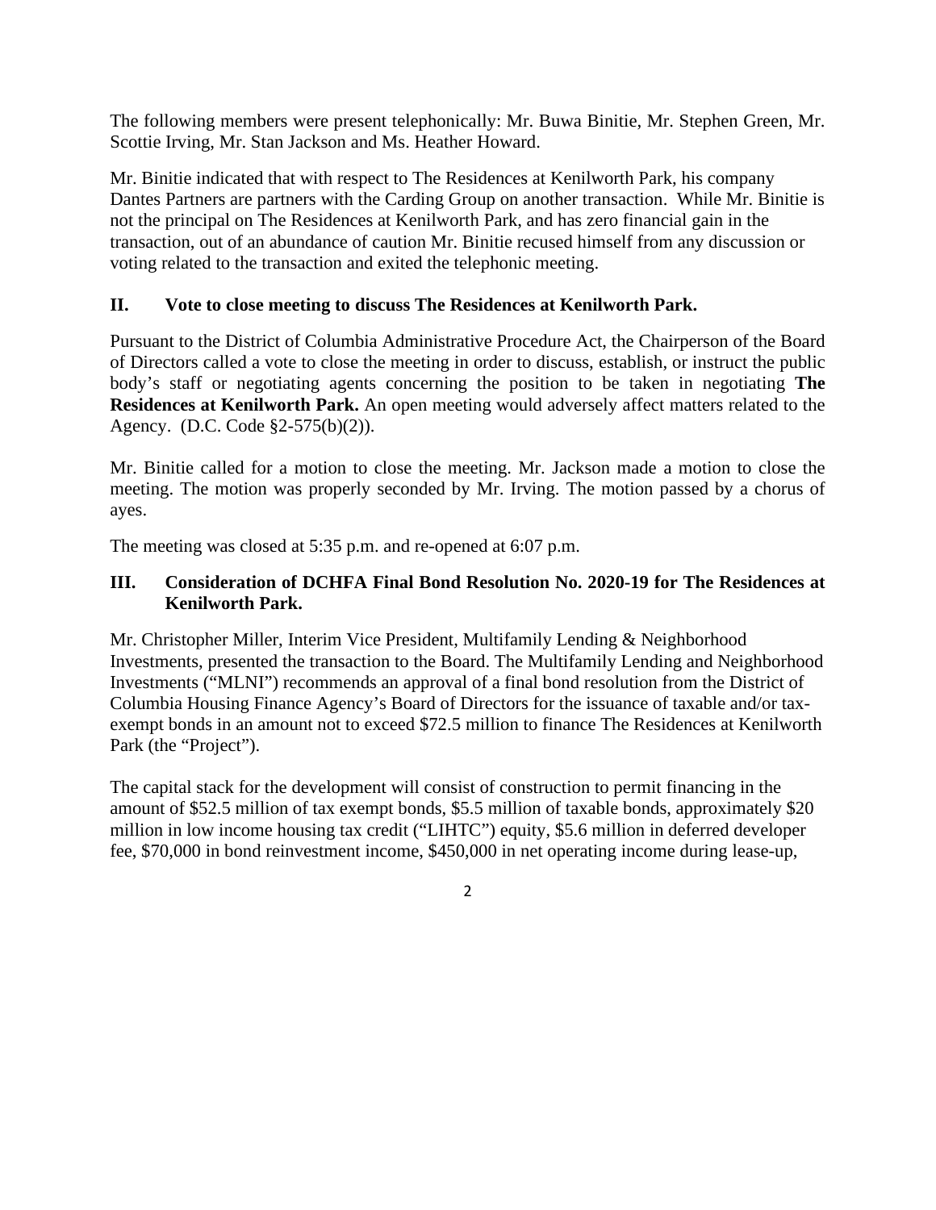The following members were present telephonically: Mr. Buwa Binitie, Mr. Stephen Green, Mr. Scottie Irving, Mr. Stan Jackson and Ms. Heather Howard.

Mr. Binitie indicated that with respect to The Residences at Kenilworth Park, his company Dantes Partners are partners with the Carding Group on another transaction. While Mr. Binitie is not the principal on The Residences at Kenilworth Park, and has zero financial gain in the transaction, out of an abundance of caution Mr. Binitie recused himself from any discussion or voting related to the transaction and exited the telephonic meeting.

## II. Vote to close meeting to discuss The Residences at Kenilworth Park.

Pursuant to the District of Columbia Administrative Procedure Act, the Chairperson of the Board of Directors called a vote to close the meeting in order to discuss, establish, or instruct the public body's staff or negotiating agents concerning the position to be taken in negotiating **The Residences at Kenilworth Park.** An open meeting would adversely affect matters related to the Agency. (D.C. Code §2-575(b)(2)).

Mr. Binitie called for a motion to close the meeting. Mr. Jackson made a motion to close the meeting. The motion was properly seconded by Mr. Irving. The motion passed by a chorus of ayes.

The meeting was closed at 5:35 p.m. and re-opened at 6:07 p.m.

## III. Consideration of DCHFA Final Bond Resolution No. 2020-19 for The Residences at Kenilworth Park.

Mr. Christopher Miller, Interim Vice President, Multifamily Lending & Neighborhood Investments, presented the transaction to the Board. The Multifamily Lending and Neighborhood Investments ("MLNI") recommends an approval of a final bond resolution from the District of Columbia Housing Finance Agency's Board of Directors for the issuance of taxable and/or tax-exempt bonds in an amount not to exceed $72.5 million to finance The Residences at Kenilworth Park (the "Project").

The capital stack for the development will consist of construction to permit financing in the amount of $52.5 million of tax exempt bonds, $5.5 million of taxable bonds, approximately $20 million in low income housing tax credit ("LIHTC") equity, $5.6 million in deferred developer fee, $70,000 in bond reinvestment income, $450,000 in net operating income during lease-up,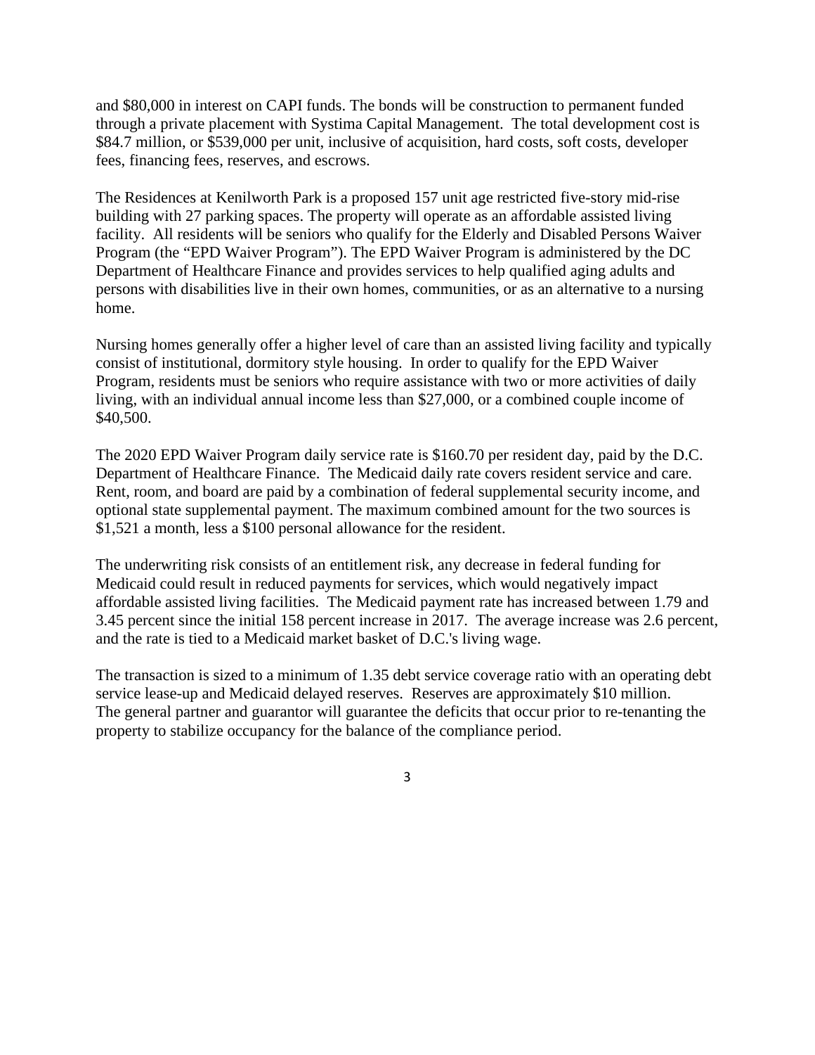and $80,000 in interest on CAPI funds. The bonds will be construction to permanent funded through a private placement with Systima Capital Management. The total development cost is $84.7 million, or $539,000 per unit, inclusive of acquisition, hard costs, soft costs, developer fees, financing fees, reserves, and escrows.

The Residences at Kenilworth Park is a proposed 157 unit age restricted five-story mid-rise building with 27 parking spaces. The property will operate as an affordable assisted living facility. All residents will be seniors who qualify for the Elderly and Disabled Persons Waiver Program (the "EPD Waiver Program"). The EPD Waiver Program is administered by the DC Department of Healthcare Finance and provides services to help qualified aging adults and persons with disabilities live in their own homes, communities, or as an alternative to a nursing home.

Nursing homes generally offer a higher level of care than an assisted living facility and typically consist of institutional, dormitory style housing. In order to qualify for the EPD Waiver Program, residents must be seniors who require assistance with two or more activities of daily living, with an individual annual income less than $27,000, or a combined couple income of $40,500.

The 2020 EPD Waiver Program daily service rate is $160.70 per resident day, paid by the D.C. Department of Healthcare Finance. The Medicaid daily rate covers resident service and care. Rent, room, and board are paid by a combination of federal supplemental security income, and optional state supplemental payment. The maximum combined amount for the two sources is $1,521 a month, less a $100 personal allowance for the resident.

The underwriting risk consists of an entitlement risk, any decrease in federal funding for Medicaid could result in reduced payments for services, which would negatively impact affordable assisted living facilities. The Medicaid payment rate has increased between 1.79 and 3.45 percent since the initial 158 percent increase in 2017. The average increase was 2.6 percent, and the rate is tied to a Medicaid market basket of D.C.'s living wage.

The transaction is sized to a minimum of 1.35 debt service coverage ratio with an operating debt service lease-up and Medicaid delayed reserves. Reserves are approximately $10 million. The general partner and guarantor will guarantee the deficits that occur prior to re-tenanting the property to stabilize occupancy for the balance of the compliance period.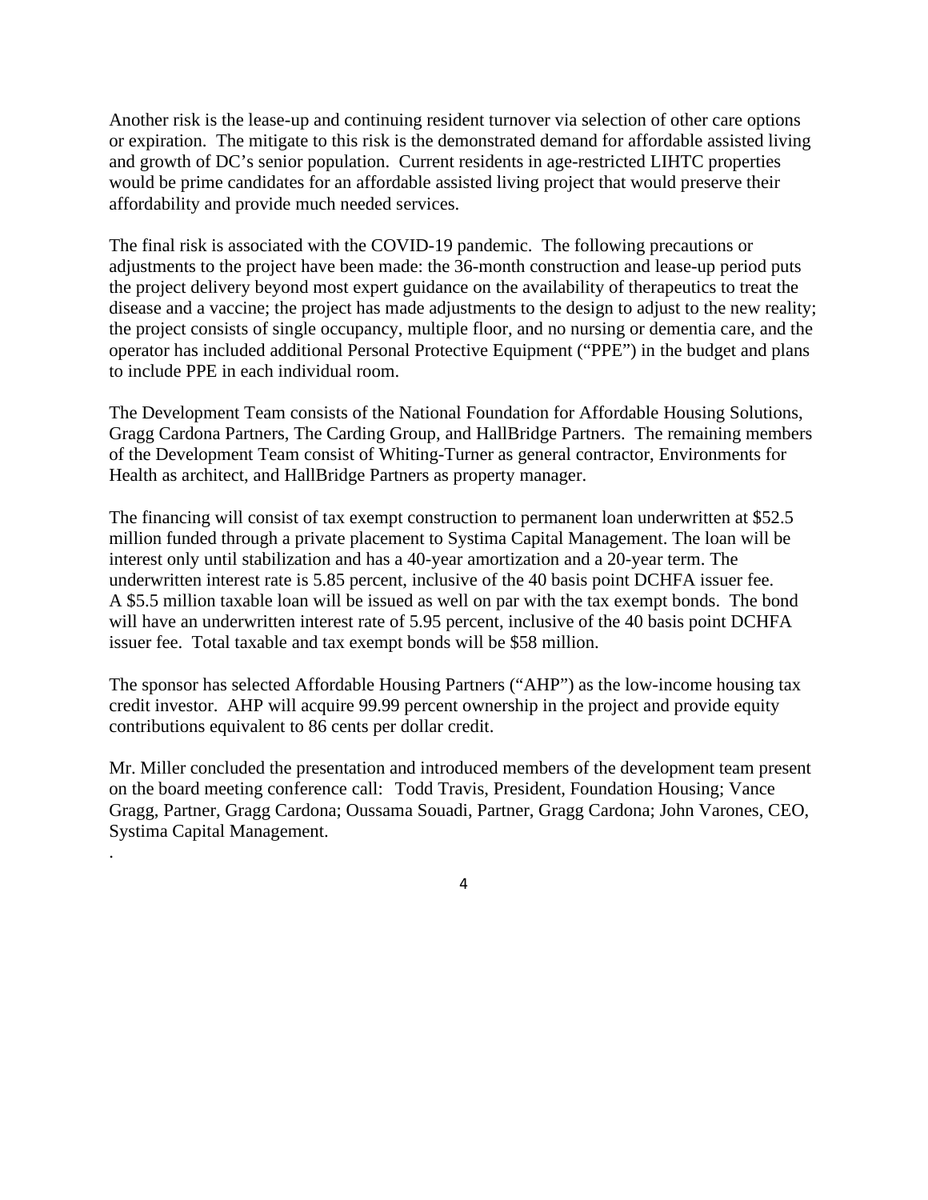Another risk is the lease-up and continuing resident turnover via selection of other care options or expiration. The mitigate to this risk is the demonstrated demand for affordable assisted living and growth of DC's senior population. Current residents in age-restricted LIHTC properties would be prime candidates for an affordable assisted living project that would preserve their affordability and provide much needed services.

The final risk is associated with the COVID-19 pandemic. The following precautions or adjustments to the project have been made: the 36-month construction and lease-up period puts the project delivery beyond most expert guidance on the availability of therapeutics to treat the disease and a vaccine; the project has made adjustments to the design to adjust to the new reality; the project consists of single occupancy, multiple floor, and no nursing or dementia care, and the operator has included additional Personal Protective Equipment ("PPE") in the budget and plans to include PPE in each individual room.

The Development Team consists of the National Foundation for Affordable Housing Solutions, Gragg Cardona Partners, The Carding Group, and HallBridge Partners. The remaining members of the Development Team consist of Whiting-Turner as general contractor, Environments for Health as architect, and HallBridge Partners as property manager.

The financing will consist of tax exempt construction to permanent loan underwritten at $52.5 million funded through a private placement to Systima Capital Management. The loan will be interest only until stabilization and has a 40-year amortization and a 20-year term. The underwritten interest rate is 5.85 percent, inclusive of the 40 basis point DCHFA issuer fee. A $5.5 million taxable loan will be issued as well on par with the tax exempt bonds. The bond will have an underwritten interest rate of 5.95 percent, inclusive of the 40 basis point DCHFA issuer fee. Total taxable and tax exempt bonds will be $58 million.

The sponsor has selected Affordable Housing Partners ("AHP") as the low-income housing tax credit investor. AHP will acquire 99.99 percent ownership in the project and provide equity contributions equivalent to 86 cents per dollar credit.

Mr. Miller concluded the presentation and introduced members of the development team present on the board meeting conference call: Todd Travis, President, Foundation Housing; Vance Gragg, Partner, Gragg Cardona; Oussama Souadi, Partner, Gragg Cardona; John Varones, CEO, Systima Capital Management.

.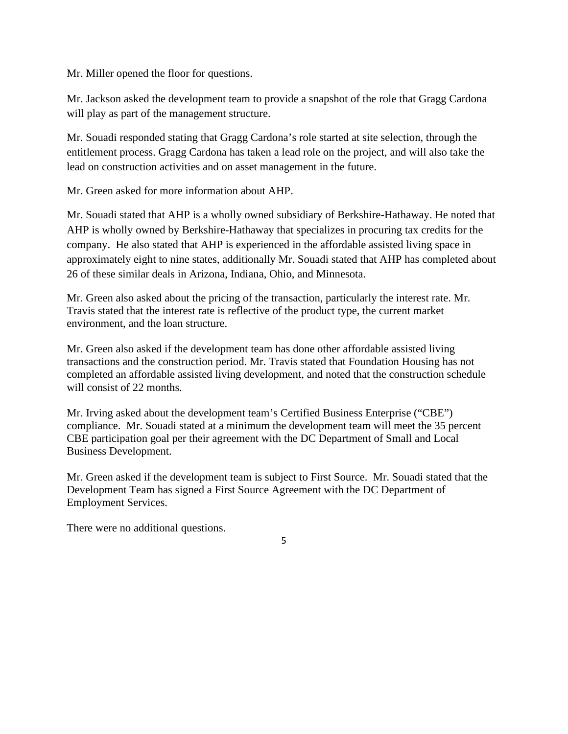Mr. Miller opened the floor for questions.

Mr. Jackson asked the development team to provide a snapshot of the role that Gragg Cardona will play as part of the management structure.

Mr. Souadi responded stating that Gragg Cardona's role started at site selection, through the entitlement process. Gragg Cardona has taken a lead role on the project, and will also take the lead on construction activities and on asset management in the future.

Mr. Green asked for more information about AHP.

Mr. Souadi stated that AHP is a wholly owned subsidiary of Berkshire-Hathaway. He noted that AHP is wholly owned by Berkshire-Hathaway that specializes in procuring tax credits for the company. He also stated that AHP is experienced in the affordable assisted living space in approximately eight to nine states, additionally Mr. Souadi stated that AHP has completed about 26 of these similar deals in Arizona, Indiana, Ohio, and Minnesota.

Mr. Green also asked about the pricing of the transaction, particularly the interest rate. Mr. Travis stated that the interest rate is reflective of the product type, the current market environment, and the loan structure.

Mr. Green also asked if the development team has done other affordable assisted living transactions and the construction period. Mr. Travis stated that Foundation Housing has not completed an affordable assisted living development, and noted that the construction schedule will consist of 22 months.

Mr. Irving asked about the development team's Certified Business Enterprise ("CBE") compliance. Mr. Souadi stated at a minimum the development team will meet the 35 percent CBE participation goal per their agreement with the DC Department of Small and Local Business Development.

Mr. Green asked if the development team is subject to First Source. Mr. Souadi stated that the Development Team has signed a First Source Agreement with the DC Department of Employment Services.

There were no additional questions.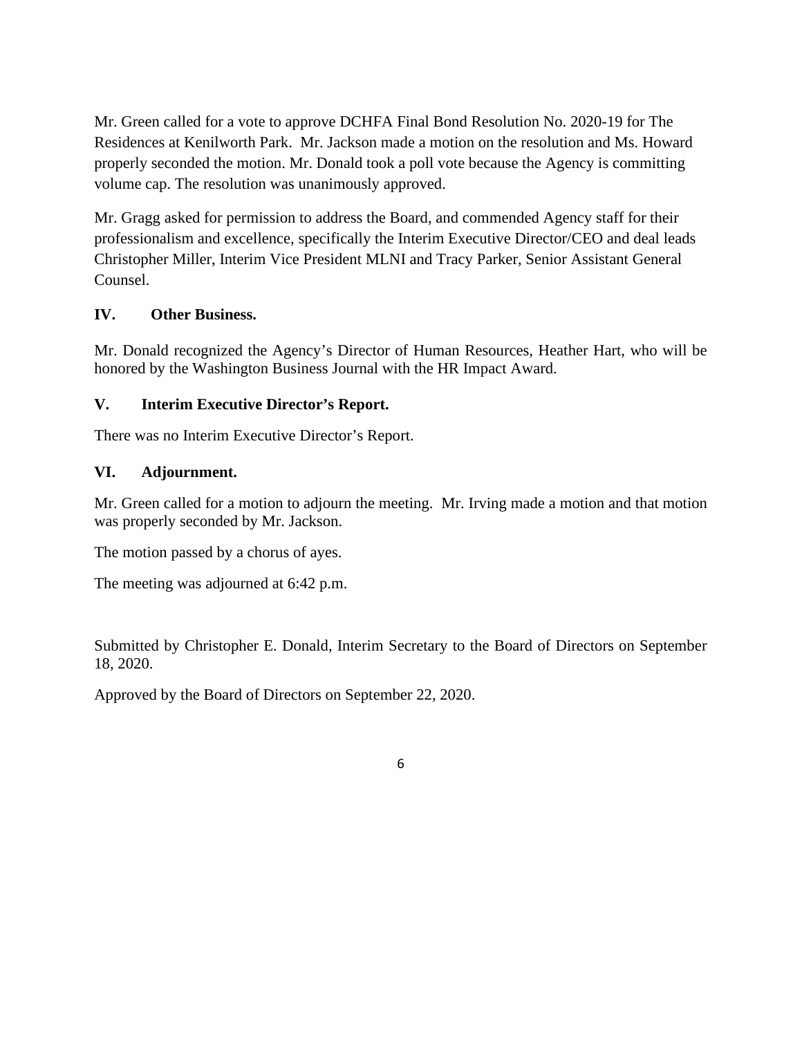Mr. Green called for a vote to approve DCHFA Final Bond Resolution No. 2020-19 for The Residences at Kenilworth Park. Mr. Jackson made a motion on the resolution and Ms. Howard properly seconded the motion. Mr. Donald took a poll vote because the Agency is committing volume cap. The resolution was unanimously approved.

Mr. Gragg asked for permission to address the Board, and commended Agency staff for their professionalism and excellence, specifically the Interim Executive Director/CEO and deal leads Christopher Miller, Interim Vice President MLNI and Tracy Parker, Senior Assistant General Counsel.

**IV. Other Business.**

Mr. Donald recognized the Agency's Director of Human Resources, Heather Hart, who will be honored by the Washington Business Journal with the HR Impact Award.

**V. Interim Executive Director's Report.**

There was no Interim Executive Director's Report.

**VI. Adjournment.**

Mr. Green called for a motion to adjourn the meeting. Mr. Irving made a motion and that motion was properly seconded by Mr. Jackson.

The motion passed by a chorus of ayes.

The meeting was adjourned at 6:42 p.m.

Submitted by Christopher E. Donald, Interim Secretary to the Board of Directors on September 18, 2020.

Approved by the Board of Directors on September 22, 2020.